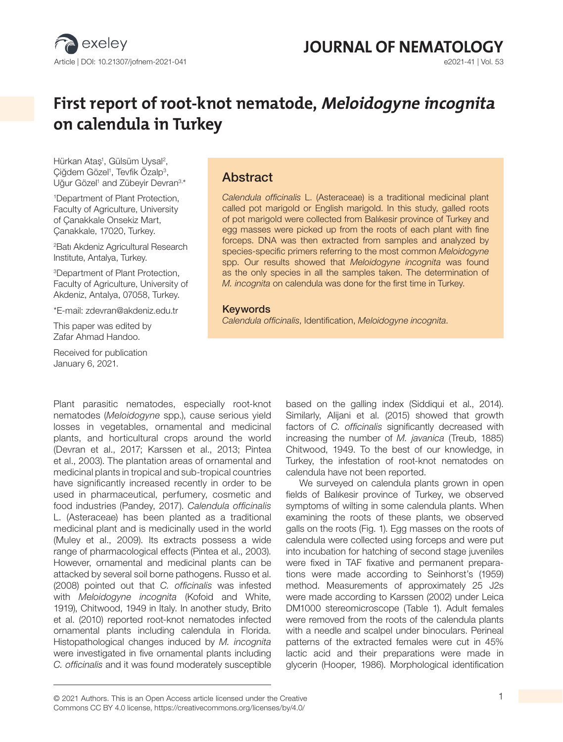# First report of root-knot nematode, *Meloidogyne incognita* on calendula in Turkey

Hürkan Ataş[1], Gülsüm Uysal[2], Çiğdem Gözel[1], Tevfik Özalp[3], Uğur Gözel[1] and Zübeyir Devran[3,*]

[1]Department of Plant Protection, Faculty of Agriculture, University of Çanakkale Onsekiz Mart, Çanakkale, 17020, Turkey.

[2]Batı Akdeniz Agricultural Research Institute, Antalya, Turkey.

[3]Department of Plant Protection, Faculty of Agriculture, University of Akdeniz, Antalya, 07058, Turkey.

*E-mail: zdevran@akdeniz.edu.tr

This paper was edited by Zafar Ahmad Handoo.

Received for publication January 6, 2021.

## Abstract

*Calendula officinalis* L. (Asteraceae) is a traditional medicinal plant called pot marigold or English marigold. In this study, galled roots of pot marigold were collected from Balıkesir province of Turkey and egg masses were picked up from the roots of each plant with fine forceps. DNA was then extracted from samples and analyzed by species-specific primers referring to the most common *Meloidogyne* spp. Our results showed that *Meloidogyne incognita* was found as the only species in all the samples taken. The determination of *M. incognita* on calendula was done for the first time in Turkey.

### Keywords

*Calendula officinalis*, Identification, *Meloidogyne incognita.*

Plant parasitic nematodes, especially root-knot nematodes (*Meloidogyne* spp.), cause serious yield losses in vegetables, ornamental and medicinal plants, and horticultural crops around the world (Devran et al., 2017; Karssen et al., 2013; Pintea et al., 2003). The plantation areas of ornamental and medicinal plants in tropical and sub-tropical countries have significantly increased recently in order to be used in pharmaceutical, perfumery, cosmetic and food industries (Pandey, 2017). *Calendula officinalis* L. (Asteraceae) has been planted as a traditional medicinal plant and is medicinally used in the world (Muley et al., 2009). Its extracts possess a wide range of pharmacological effects (Pintea et al., 2003). However, ornamental and medicinal plants can be attacked by several soil borne pathogens. Russo et al. (2008) pointed out that *C. officinalis* was infested with *Meloidogyne incognita* (Kofoid and White, 1919), Chitwood, 1949 in Italy. In another study, Brito et al. (2010) reported root-knot nematodes infected ornamental plants including calendula in Florida. Histopathological changes induced by *M. incognita* were investigated in five ornamental plants including *C. officinalis* and it was found moderately susceptible based on the galling index (Siddiqui et al., 2014). Similarly, Alijani et al. (2015) showed that growth factors of *C. officinalis* significantly decreased with increasing the number of *M. javanica* (Treub, 1885) Chitwood, 1949. To the best of our knowledge, in Turkey, the infestation of root-knot nematodes on calendula have not been reported.

We surveyed on calendula plants grown in open fields of Balıkesir province of Turkey, we observed symptoms of wilting in some calendula plants. When examining the roots of these plants, we observed galls on the roots (Fig. 1). Egg masses on the roots of calendula were collected using forceps and were put into incubation for hatching of second stage juveniles were fixed in TAF fixative and permanent preparations were made according to Seinhorst's (1959) method. Measurements of approximately 25 J2s were made according to Karssen (2002) under Leica DM1000 stereomicroscope (Table 1). Adult females were removed from the roots of the calendula plants with a needle and scalpel under binoculars. Perineal patterns of the extracted females were cut in 45% lactic acid and their preparations were made in glycerin (Hooper, 1986). Morphological identification

© 2021 Authors. This is an Open Access article licensed under the Creative Commons CC BY 4.0 license, https://creativecommons.org/licenses/by/4.0/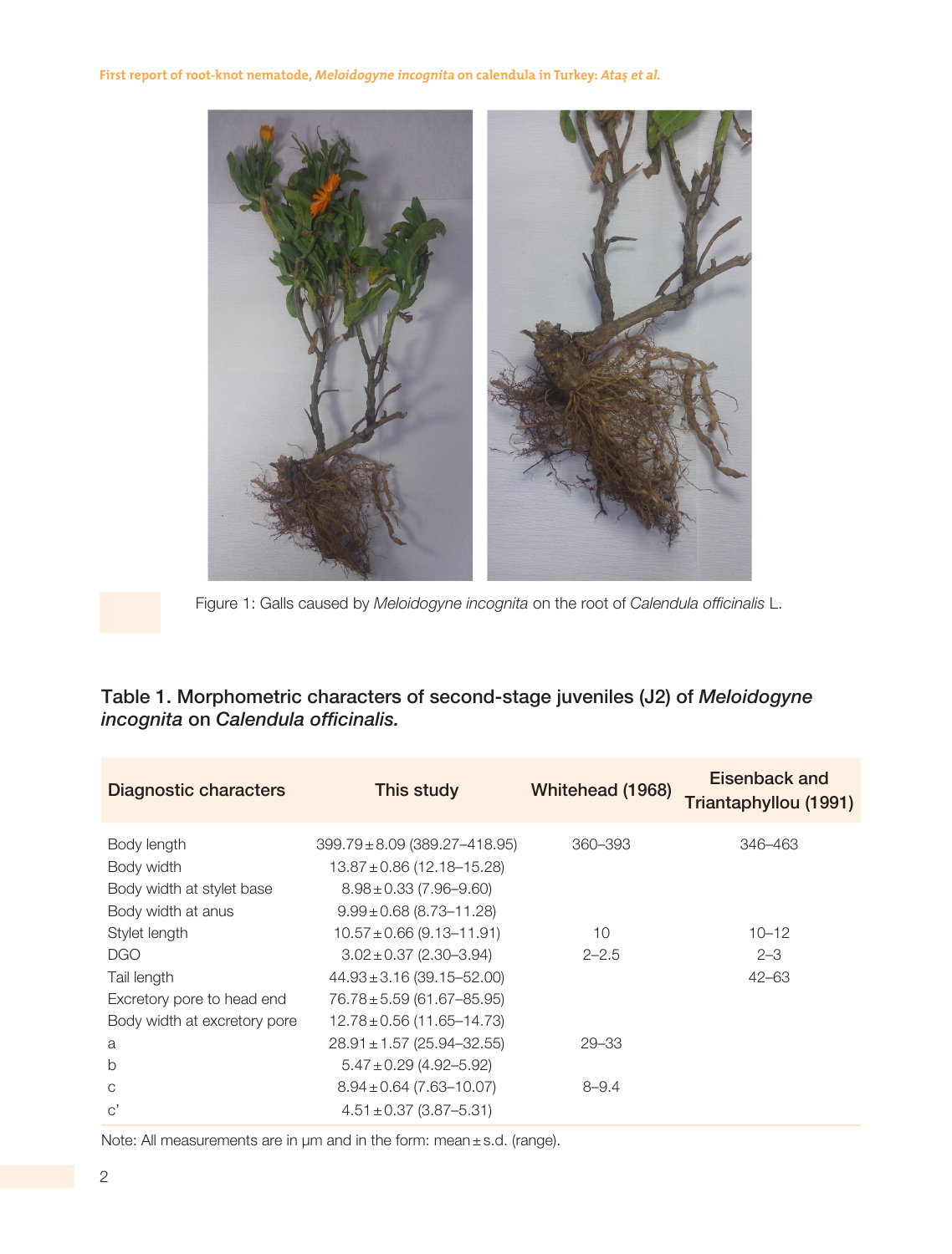Figure 1: Galls caused by *Meloidogyne incognita* on the root of *Calendula officinalis* L.

**Table 1. Morphometric characters of second-stage juveniles (J2) of *Meloidogyne incognita* on *Calendula officinalis.***

| Diagnostic characters | This study | Whitehead (1968) | Eisenback and Triantaphyllou (1991) |
|---|---|---|---|
| Body length | 399.79 ± 8.09 (389.27–418.95) | 360–393 | 346–463 |
| Body width | 13.87 ± 0.86 (12.18–15.28) | | |
| Body width at stylet base | 8.98 ± 0.33 (7.96–9.60) | | |
| Body width at anus | 9.99 ± 0.68 (8.73–11.28) | | |
| Stylet length | 10.57 ± 0.66 (9.13–11.91) | 10 | 10–12 |
| DGO | 3.02 ± 0.37 (2.30–3.94) | 2–2.5 | 2–3 |
| Tail length | 44.93 ± 3.16 (39.15–52.00) | | 42–63 |
| Excretory pore to head end | 76.78 ± 5.59 (61.67–85.95) | | |
| Body width at excretory pore | 12.78 ± 0.56 (11.65–14.73) | | |
| a | 28.91 ± 1.57 (25.94–32.55) | 29–33 | |
| b | 5.47 ± 0.29 (4.92–5.92) | | |
| c | 8.94 ± 0.64 (7.63–10.07) | 8–9.4 | |
| c' | 4.51 ± 0.37 (3.87–5.31) | | |

Note: All measurements are in µm and in the form: mean ± s.d. (range).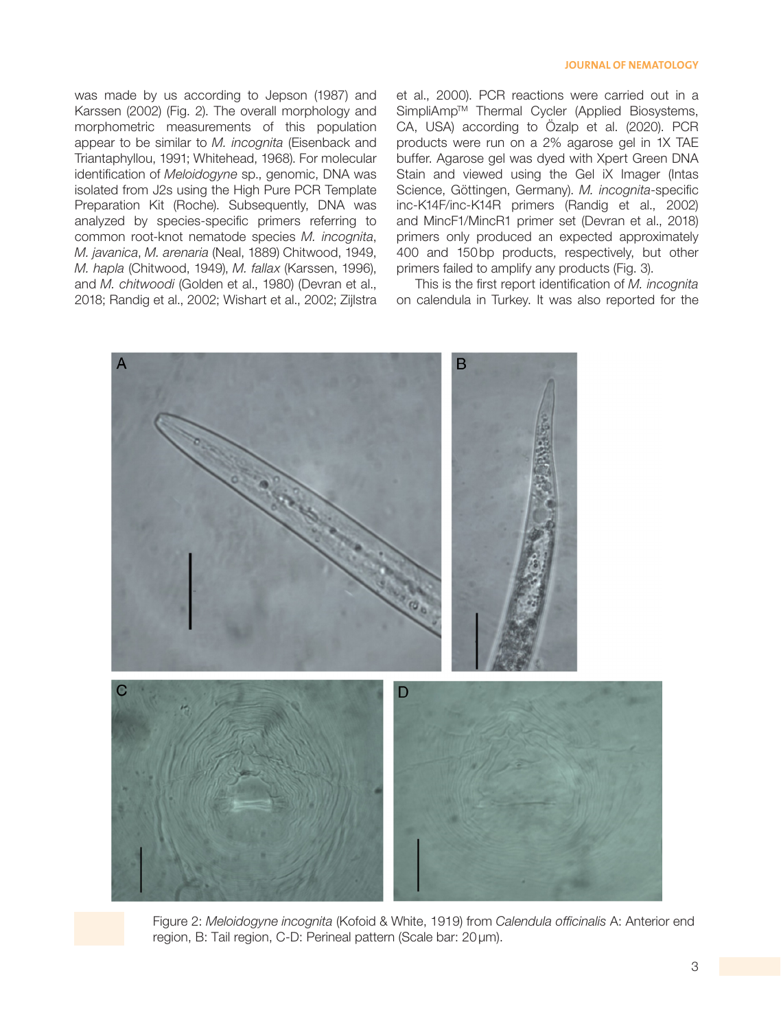was made by us according to Jepson (1987) and Karssen (2002) (Fig. 2). The overall morphology and morphometric measurements of this population appear to be similar to *M. incognita* (Eisenback and Triantaphyllou, 1991; Whitehead, 1968). For molecular identification of *Meloidogyne* sp., genomic, DNA was isolated from J2s using the High Pure PCR Template Preparation Kit (Roche). Subsequently, DNA was analyzed by species-specific primers referring to common root-knot nematode species *M. incognita*, *M. javanica*, *M. arenaria* (Neal, 1889) Chitwood, 1949, *M. hapla* (Chitwood, 1949), *M. fallax* (Karssen, 1996), and *M. chitwoodi* (Golden et al., 1980) (Devran et al., 2018; Randig et al., 2002; Wishart et al., 2002; Zijlstra et al., 2000). PCR reactions were carried out in a SimpliAmp™ Thermal Cycler (Applied Biosystems, CA, USA) according to Özalp et al. (2020). PCR products were run on a 2% agarose gel in 1X TAE buffer. Agarose gel was dyed with Xpert Green DNA Stain and viewed using the Gel iX Imager (Intas Science, Göttingen, Germany). *M. incognita*-specific inc-K14F/inc-K14R primers (Randig et al., 2002) and MincF1/MincR1 primer set (Devran et al., 2018) primers only produced an expected approximately 400 and 150 bp products, respectively, but other primers failed to amplify any products (Fig. 3).

This is the first report identification of *M. incognita* on calendula in Turkey. It was also reported for the

Figure 2: *Meloidogyne incognita* (Kofoid & White, 1919) from *Calendula officinalis* A: Anterior end region, B: Tail region, C-D: Perineal pattern (Scale bar: 20 µm).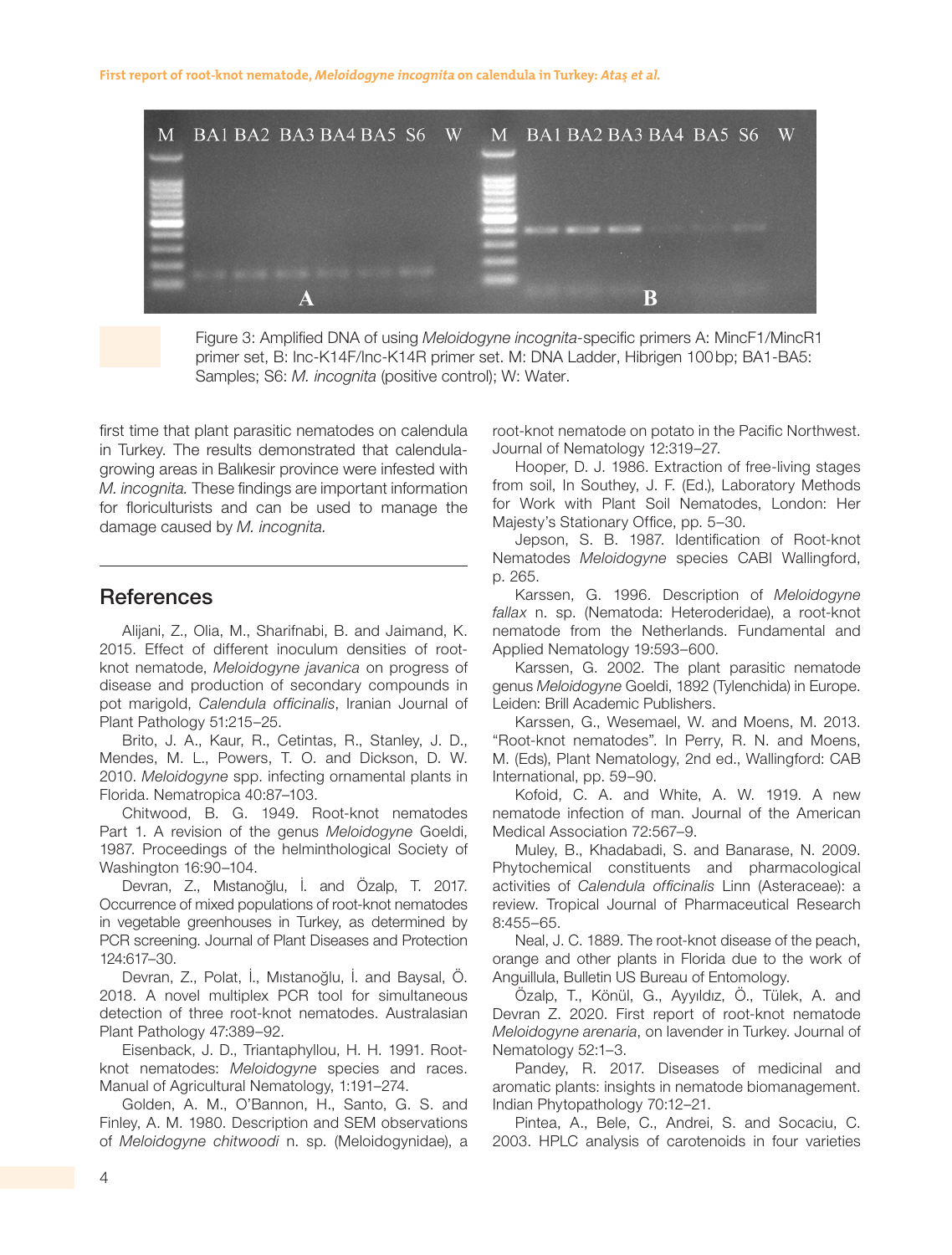Figure 3: Amplified DNA of using *Meloidogyne incognita*-specific primers A: MincF1/MincR1 primer set, B: Inc-K14F/Inc-K14R primer set. M: DNA Ladder, Hibrigen 100 bp; BA1-BA5: Samples; S6: *M. incognita* (positive control); W: Water.

first time that plant parasitic nematodes on calendula in Turkey. The results demonstrated that calendula-growing areas in Balıkesir province were infested with *M. incognita.* These findings are important information for floriculturists and can be used to manage the damage caused by *M. incognita.*

## References

Alijani, Z., Olia, M., Sharifnabi, B. and Jaimand, K. 2015. Effect of different inoculum densities of root-knot nematode, *Meloidogyne javanica* on progress of disease and production of secondary compounds in pot marigold, *Calendula officinalis*, Iranian Journal of Plant Pathology 51:215–25.

Brito, J. A., Kaur, R., Cetintas, R., Stanley, J. D., Mendes, M. L., Powers, T. O. and Dickson, D. W. 2010. *Meloidogyne* spp. infecting ornamental plants in Florida. Nematropica 40:87–103.

Chitwood, B. G. 1949. Root-knot nematodes Part 1. A revision of the genus *Meloidogyne* Goeldi, 1987. Proceedings of the helminthological Society of Washington 16:90–104.

Devran, Z., Mıstanoğlu, İ. and Özalp, T. 2017. Occurrence of mixed populations of root-knot nematodes in vegetable greenhouses in Turkey, as determined by PCR screening. Journal of Plant Diseases and Protection 124:617–30.

Devran, Z., Polat, İ., Mıstanoğlu, İ. and Baysal, Ö. 2018. A novel multiplex PCR tool for simultaneous detection of three root-knot nematodes. Australasian Plant Pathology 47:389–92.

Eisenback, J. D., Triantaphyllou, H. H. 1991. Root-knot nematodes: *Meloidogyne* species and races. Manual of Agricultural Nematology, 1:191–274.

Golden, A. M., O'Bannon, H., Santo, G. S. and Finley, A. M. 1980. Description and SEM observations of *Meloidogyne chitwoodi* n. sp. (Meloidogynidae), a root-knot nematode on potato in the Pacific Northwest. Journal of Nematology 12:319–27.

Hooper, D. J. 1986. Extraction of free-living stages from soil, In Southey, J. F. (Ed.), Laboratory Methods for Work with Plant Soil Nematodes, London: Her Majesty's Stationary Office, pp. 5–30.

Jepson, S. B. 1987. Identification of Root-knot Nematodes *Meloidogyne* species CABI Wallingford, p. 265.

Karssen, G. 1996. Description of *Meloidogyne fallax* n. sp. (Nematoda: Heteroderidae), a root-knot nematode from the Netherlands. Fundamental and Applied Nematology 19:593–600.

Karssen, G. 2002. The plant parasitic nematode genus *Meloidogyne* Goeldi, 1892 (Tylenchida) in Europe. Leiden: Brill Academic Publishers.

Karssen, G., Wesemael, W. and Moens, M. 2013. "Root-knot nematodes". In Perry, R. N. and Moens, M. (Eds), Plant Nematology, 2nd ed., Wallingford: CAB International, pp. 59–90.

Kofoid, C. A. and White, A. W. 1919. A new nematode infection of man. Journal of the American Medical Association 72:567–9.

Muley, B., Khadabadi, S. and Banarase, N. 2009. Phytochemical constituents and pharmacological activities of *Calendula officinalis* Linn (Asteraceae): a review. Tropical Journal of Pharmaceutical Research 8:455–65.

Neal, J. C. 1889. The root-knot disease of the peach, orange and other plants in Florida due to the work of Anguillula, Bulletin US Bureau of Entomology.

Özalp, T., Könül, G., Ayyıldız, Ö., Tülek, A. and Devran Z. 2020. First report of root-knot nematode *Meloidogyne arenaria*, on lavender in Turkey. Journal of Nematology 52:1–3.

Pandey, R. 2017. Diseases of medicinal and aromatic plants: insights in nematode biomanagement. Indian Phytopathology 70:12–21.

Pintea, A., Bele, C., Andrei, S. and Socaciu, C. 2003. HPLC analysis of carotenoids in four varieties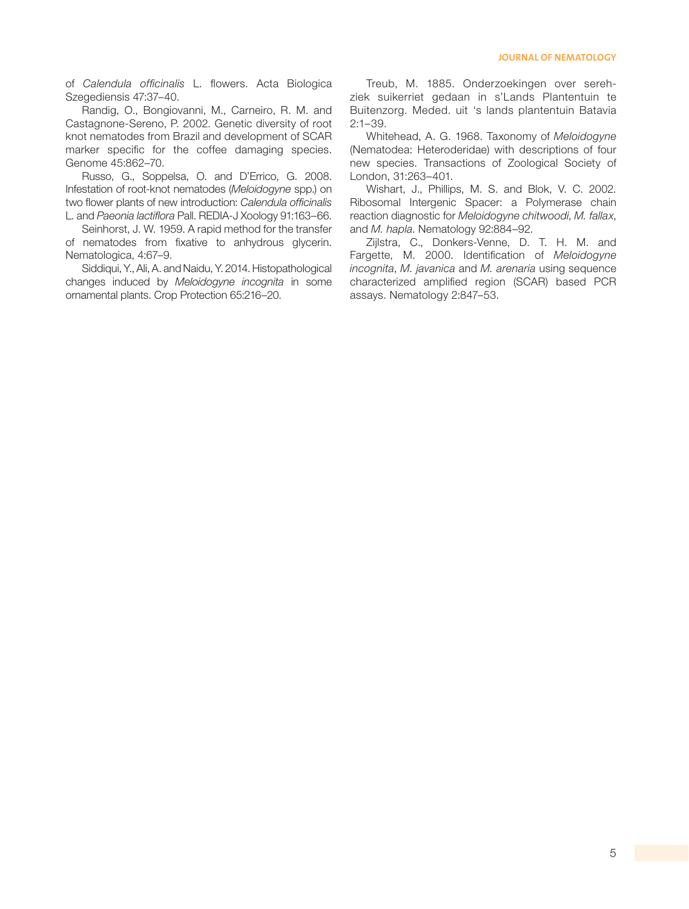of *Calendula officinalis* L. flowers. Acta Biologica Szegediensis 47:37–40.

Randig, O., Bongiovanni, M., Carneiro, R. M. and Castagnone-Sereno, P. 2002. Genetic diversity of root knot nematodes from Brazil and development of SCAR marker specific for the coffee damaging species. Genome 45:862–70.

Russo, G., Soppelsa, O. and D'Errico, G. 2008. Infestation of root-knot nematodes (*Meloidogyne* spp.) on two flower plants of new introduction: *Calendula officinalis* L. and *Paeonia lactiflora* Pall. REDIA-J Xoology 91:163–66.

Seinhorst, J. W. 1959. A rapid method for the transfer of nematodes from fixative to anhydrous glycerin. Nematologica, 4:67–9.

Siddiqui, Y., Ali, A. and Naidu, Y. 2014. Histopathological changes induced by *Meloidogyne incognita* in some ornamental plants. Crop Protection 65:216–20.

Treub, M. 1885. Onderzoekingen over sereh-ziek suikerriet gedaan in s'Lands Plantentuin te Buitenzorg. Meded. uit 's lands plantentuin Batavia 2:1–39.

Whitehead, A. G. 1968. Taxonomy of *Meloidogyne* (Nematodea: Heteroderidae) with descriptions of four new species. Transactions of Zoological Society of London, 31:263–401.

Wishart, J., Phillips, M. S. and Blok, V. C. 2002. Ribosomal Intergenic Spacer: a Polymerase chain reaction diagnostic for *Meloidogyne chitwoodi*, *M. fallax*, and *M. hapla*. Nematology 92:884–92.

Zijlstra, C., Donkers-Venne, D. T. H. M. and Fargette, M. 2000. Identification of *Meloidogyne incognita*, *M. javanica* and *M. arenaria* using sequence characterized amplified region (SCAR) based PCR assays. Nematology 2:847–53.